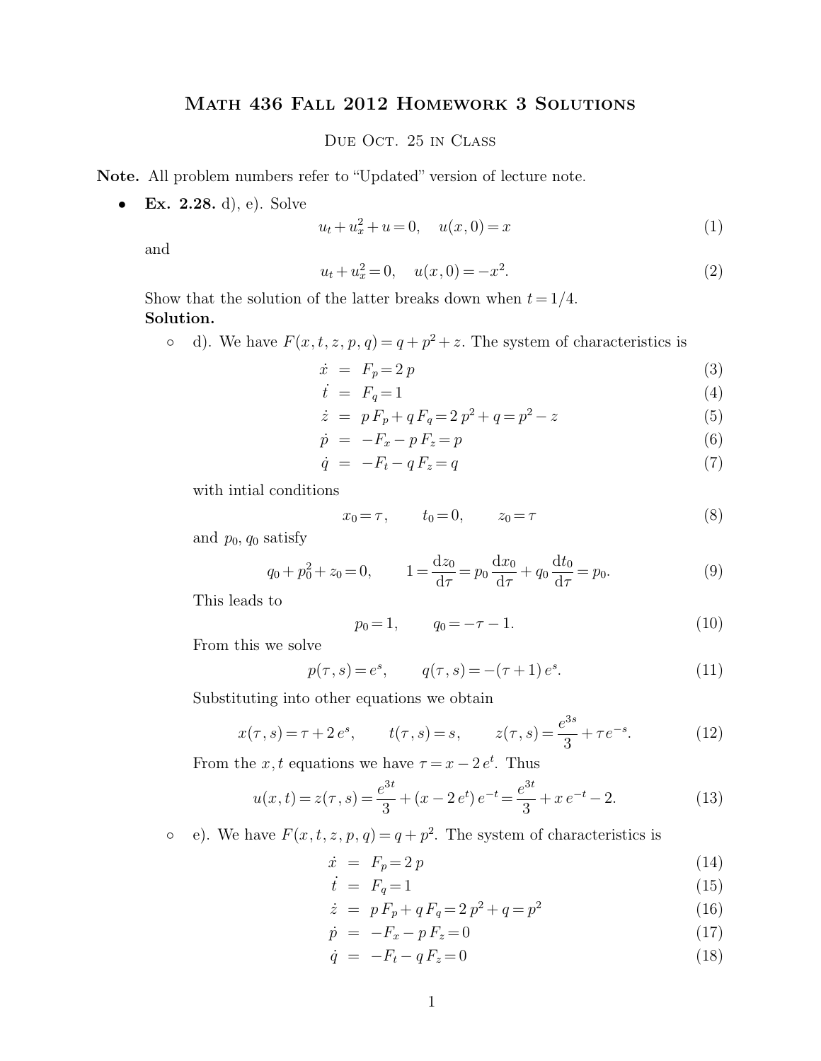# Math 436 Fall 2012 Homework 3 Solutions

Due Oct. 25 in Class

**Note.** All problem numbers refer to "Updated" version of lecture note.

- **Ex. 2.28.** d), e). Solve

$$u_t + u_x^2 + u = 0, \quad u(x,0) = x \tag{1}$$

and

$$u_t + u_x^2 = 0, \quad u(x,0) = -x^2. \tag{2}$$

Show that the solution of the latter breaks down when $t = 1/4$.

**Solution.**

- d). We have $F(x,t,z,p,q) = q + p^2 + z$. The system of characteristics is

$$\dot{x} = F_p = 2p \tag{3}$$

$$\dot{t} = F_q = 1 \tag{4}$$

$$\dot{z} = p F_p + q F_q = 2p^2 + q = p^2 - z \tag{5}$$

$$\dot{p} = -F_x - p F_z = p \tag{6}$$

$$\dot{q} = -F_t - q F_z = q \tag{7}$$

with intial conditions

$$x_0 = \tau, \qquad t_0 = 0, \qquad z_0 = \tau \tag{8}$$

and $p_0, q_0$ satisfy

$$q_0 + p_0^2 + z_0 = 0, \qquad 1 = \frac{\mathrm{d}z_0}{\mathrm{d}\tau} = p_0 \frac{\mathrm{d}x_0}{\mathrm{d}\tau} + q_0 \frac{\mathrm{d}t_0}{\mathrm{d}\tau} = p_0. \tag{9}$$

This leads to

$$p_0 = 1, \qquad q_0 = -\tau - 1. \tag{10}$$

From this we solve

$$p(\tau, s) = e^s, \qquad q(\tau, s) = -(\tau + 1)\, e^s. \tag{11}$$

Substituting into other equations we obtain

$$x(\tau, s) = \tau + 2\, e^s, \qquad t(\tau, s) = s, \qquad z(\tau, s) = \frac{e^{3s}}{3} + \tau e^{-s}. \tag{12}$$

From the $x, t$ equations we have $\tau = x - 2\, e^t$. Thus

$$u(x,t) = z(\tau, s) = \frac{e^{3t}}{3} + (x - 2\, e^t)\, e^{-t} = \frac{e^{3t}}{3} + x\, e^{-t} - 2. \tag{13}$$

- e). We have $F(x,t,z,p,q) = q + p^2$. The system of characteristics is

$$\dot{x} = F_p = 2p \tag{14}$$

$$\dot{t} = F_q = 1 \tag{15}$$

$$\dot{z} = p F_p + q F_q = 2p^2 + q = p^2 \tag{16}$$

$$\dot{p} = -F_x - p F_z = 0 \tag{17}$$

$$\dot{q} = -F_t - q F_z = 0 \tag{18}$$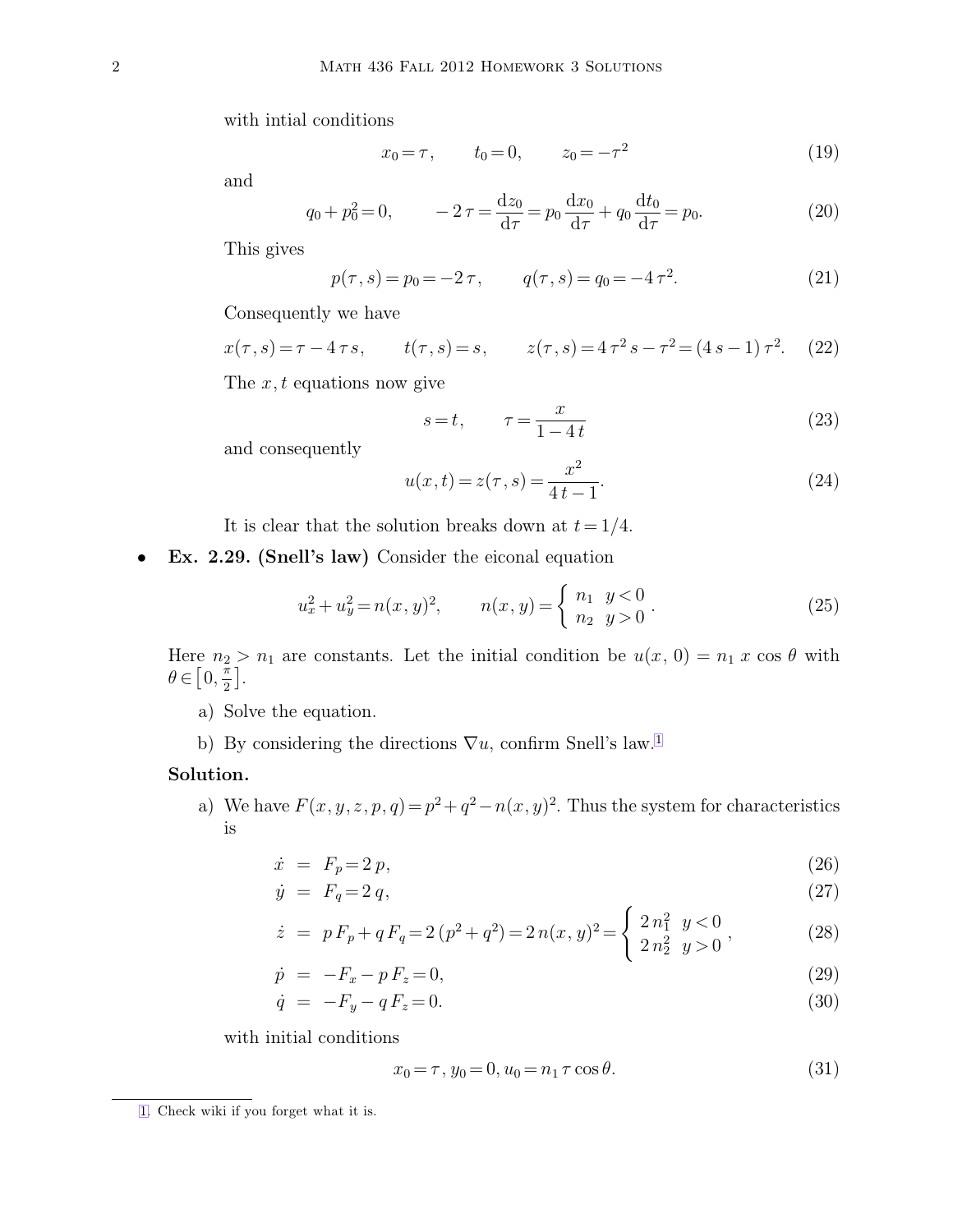with intial conditions

$$x_0 = \tau, \qquad t_0 = 0, \qquad z_0 = -\tau^2 \tag{19}$$

and

$$q_0 + p_0^2 = 0, \qquad -2\,\tau = \frac{\mathrm{d}z_0}{\mathrm{d}\tau} = p_0\,\frac{\mathrm{d}x_0}{\mathrm{d}\tau} + q_0\,\frac{\mathrm{d}t_0}{\mathrm{d}\tau} = p_0. \tag{20}$$

This gives

$$p(\tau, s) = p_0 = -2\,\tau, \qquad q(\tau, s) = q_0 = -4\,\tau^2. \tag{21}$$

Consequently we have

$$x(\tau, s) = \tau - 4\,\tau\,s, \qquad t(\tau, s) = s, \qquad z(\tau, s) = 4\,\tau^2\,s - \tau^2 = (4\,s - 1)\,\tau^2. \tag{22}$$

The $x, t$ equations now give

$$s = t, \qquad \tau = \frac{x}{1 - 4\,t} \tag{23}$$

and consequently

$$u(x, t) = z(\tau, s) = \frac{x^2}{4\,t - 1}. \tag{24}$$

It is clear that the solution breaks down at $t = 1/4$.

- **Ex. 2.29. (Snell's law)** Consider the eiconal equation

$$u_x^2 + u_y^2 = n(x, y)^2, \qquad n(x, y) = \begin{cases} n_1 & y < 0 \\ n_2 & y > 0 \end{cases}. \tag{25}$$

Here $n_2 > n_1$ are constants. Let the initial condition be $u(x, 0) = n_1\,x\,\cos\theta$ with $\theta \in \left[0, \frac{\pi}{2}\right]$.

a) Solve the equation.

b) By considering the directions $\nabla u$, confirm Snell's law.[1]

**Solution.**

a) We have $F(x, y, z, p, q) = p^2 + q^2 - n(x, y)^2$. Thus the system for characteristics is

$$\dot{x} \;=\; F_p = 2\,p, \tag{26}$$

$$\dot{y} \;=\; F_q = 2\,q, \tag{27}$$

$$\dot{z} \;=\; p\,F_p + q\,F_q = 2\,(p^2 + q^2) = 2\,n(x, y)^2 = \begin{cases} 2\,n_1^2 & y < 0 \\ 2\,n_2^2 & y > 0 \end{cases}, \tag{28}$$

$$\dot{p} \;=\; -F_x - p\,F_z = 0, \tag{29}$$

$$\dot{q} \;=\; -F_y - q\,F_z = 0. \tag{30}$$

with initial conditions

$$x_0 = \tau,\, y_0 = 0,\, u_0 = n_1\,\tau\,\cos\theta. \tag{31}$$

[1]. Check wiki if you forget what it is.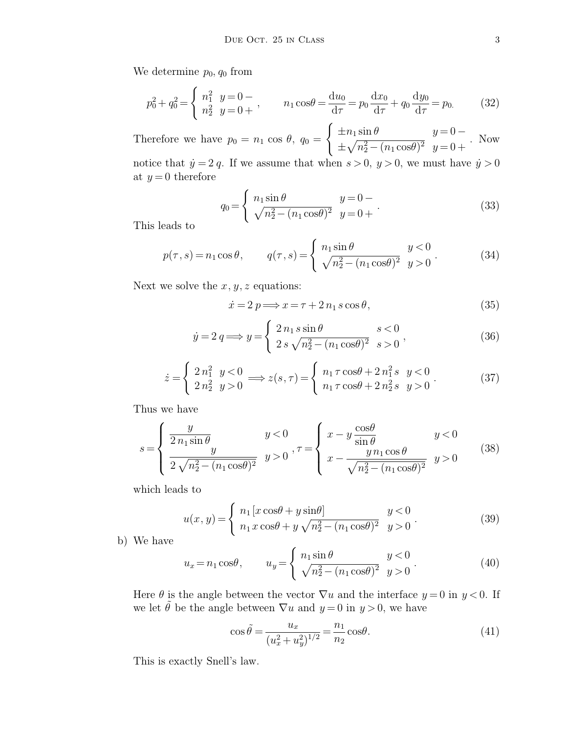We determine $p_0, q_0$ from

$$p_0^2 + q_0^2 = \begin{cases} n_1^2 & y = 0- \\ n_2^2 & y = 0+ \end{cases}, \qquad n_1 \cos\theta = \frac{\mathrm{d}u_0}{\mathrm{d}\tau} = p_0 \frac{\mathrm{d}x_0}{\mathrm{d}\tau} + q_0 \frac{\mathrm{d}y_0}{\mathrm{d}\tau} = p_0. \tag{32}$$

Therefore we have $p_0 = n_1 \cos\theta$, $q_0 = \begin{cases} \pm n_1 \sin\theta & y = 0- \\ \pm\sqrt{n_2^2 - (n_1 \cos\theta)^2} & y = 0+ \end{cases}$. Now notice that $\dot{y} = 2\,q$. If we assume that when $s > 0$, $y > 0$, we must have $\dot{y} > 0$ at $y = 0$ therefore

$$q_0 = \begin{cases} n_1 \sin\theta & y = 0- \\ \sqrt{n_2^2 - (n_1 \cos\theta)^2} & y = 0+ \end{cases}. \tag{33}$$

This leads to

$$p(\tau, s) = n_1 \cos\theta, \qquad q(\tau, s) = \begin{cases} n_1 \sin\theta & y < 0 \\ \sqrt{n_2^2 - (n_1 \cos\theta)^2} & y > 0 \end{cases}. \tag{34}$$

Next we solve the $x, y, z$ equations:

$$\dot{x} = 2\,p \Longrightarrow x = \tau + 2\,n_1\,s \cos\theta, \tag{35}$$

$$\dot{y} = 2\,q \Longrightarrow y = \begin{cases} 2\,n_1\,s \sin\theta & s < 0 \\ 2\,s\,\sqrt{n_2^2 - (n_1 \cos\theta)^2} & s > 0 \end{cases}, \tag{36}$$

$$\dot{z} = \begin{cases} 2\,n_1^2 & y < 0 \\ 2\,n_2^2 & y > 0 \end{cases} \Longrightarrow z(s, \tau) = \begin{cases} n_1\,\tau \cos\theta + 2\,n_1^2\,s & y < 0 \\ n_1\,\tau \cos\theta + 2\,n_2^2\,s & y > 0 \end{cases}. \tag{37}$$

Thus we have

$$s = \begin{cases} \dfrac{y}{2\,n_1 \sin\theta} & y < 0 \\ \dfrac{y}{2\,\sqrt{n_2^2 - (n_1 \cos\theta)^2}} & y > 0 \end{cases}, \tau = \begin{cases} x - y\,\dfrac{\cos\theta}{\sin\theta} & y < 0 \\ x - \dfrac{y\,n_1 \cos\theta}{\sqrt{n_2^2 - (n_1 \cos\theta)^2}} & y > 0 \end{cases} \tag{38}$$

which leads to

$$u(x, y) = \begin{cases} n_1\,[x \cos\theta + y \sin\theta] & y < 0 \\ n_1\,x \cos\theta + y\,\sqrt{n_2^2 - (n_1 \cos\theta)^2} & y > 0 \end{cases}. \tag{39}$$

b) We have

$$u_x = n_1 \cos\theta, \qquad u_y = \begin{cases} n_1 \sin\theta & y < 0 \\ \sqrt{n_2^2 - (n_1 \cos\theta)^2} & y > 0 \end{cases}. \tag{40}$$

Here $\theta$ is the angle between the vector $\nabla u$ and the interface $y = 0$ in $y < 0$. If we let $\tilde{\theta}$ be the angle between $\nabla u$ and $y = 0$ in $y > 0$, we have

$$\cos\tilde{\theta} = \frac{u_x}{(u_x^2 + u_y^2)^{1/2}} = \frac{n_1}{n_2} \cos\theta. \tag{41}$$

This is exactly Snell's law.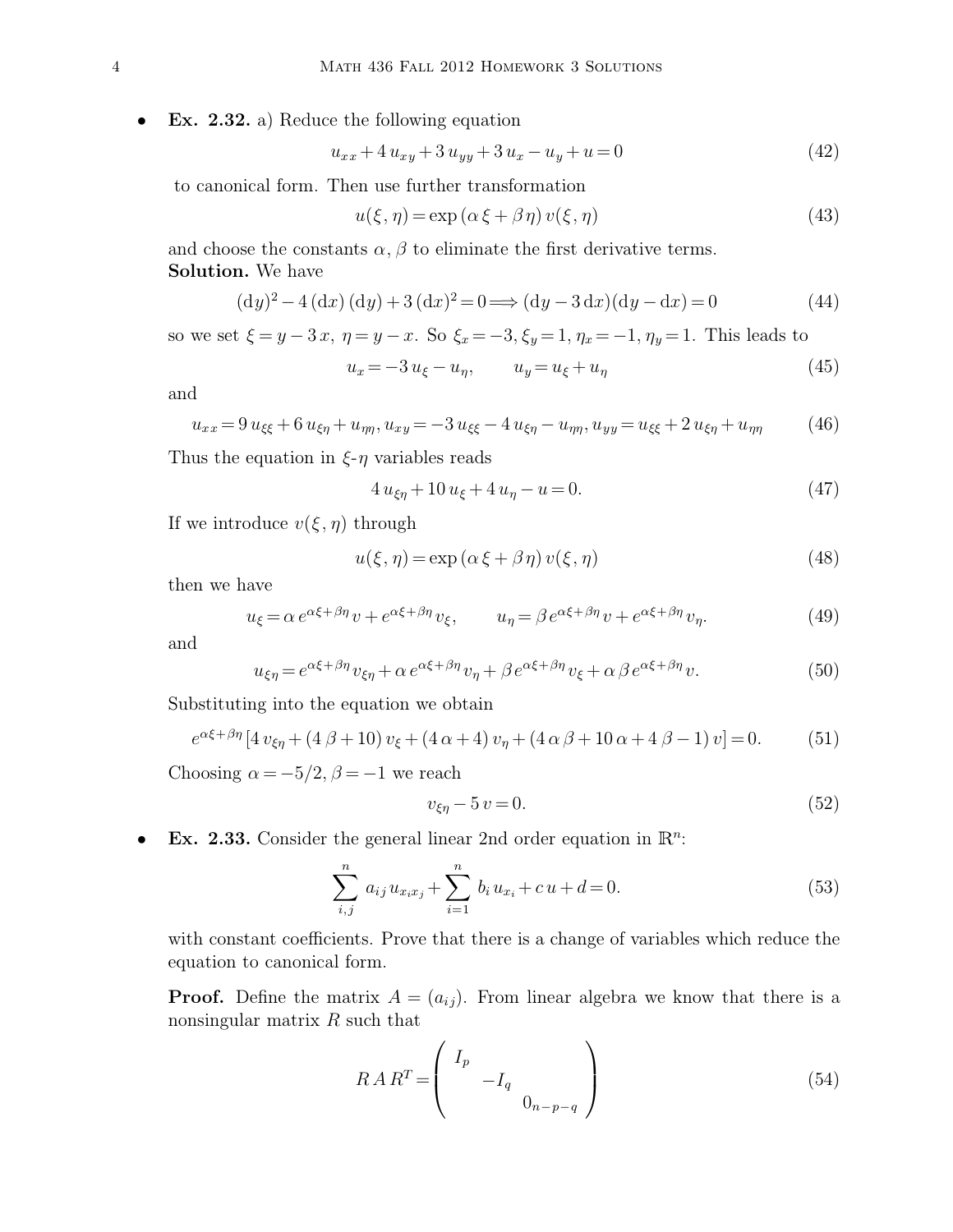- **Ex. 2.32.** a) Reduce the following equation

$$u_{xx} + 4\,u_{xy} + 3\,u_{yy} + 3\,u_x - u_y + u = 0 \tag{42}$$

to canonical form. Then use further transformation

$$u(\xi, \eta) = \exp(\alpha\,\xi + \beta\,\eta)\,v(\xi, \eta) \tag{43}$$

and choose the constants $\alpha, \beta$ to eliminate the first derivative terms.

**Solution.** We have

$$(\mathrm{d}y)^2 - 4\,(\mathrm{d}x)\,(\mathrm{d}y) + 3\,(\mathrm{d}x)^2 = 0 \Longrightarrow (\mathrm{d}y - 3\,\mathrm{d}x)(\mathrm{d}y - \mathrm{d}x) = 0 \tag{44}$$

so we set $\xi = y - 3\,x,\ \eta = y - x$. So $\xi_x = -3, \xi_y = 1, \eta_x = -1, \eta_y = 1$. This leads to

$$u_x = -3\,u_\xi - u_\eta, \qquad u_y = u_\xi + u_\eta \tag{45}$$

and

$$u_{xx} = 9\,u_{\xi\xi} + 6\,u_{\xi\eta} + u_{\eta\eta}, u_{xy} = -3\,u_{\xi\xi} - 4\,u_{\xi\eta} - u_{\eta\eta}, u_{yy} = u_{\xi\xi} + 2\,u_{\xi\eta} + u_{\eta\eta} \tag{46}$$

Thus the equation in $\xi$-$\eta$ variables reads

$$4\,u_{\xi\eta} + 10\,u_\xi + 4\,u_\eta - u = 0. \tag{47}$$

If we introduce $v(\xi, \eta)$ through

$$u(\xi, \eta) = \exp(\alpha\,\xi + \beta\,\eta)\,v(\xi, \eta) \tag{48}$$

then we have

$$u_\xi = \alpha\,e^{\alpha\xi + \beta\eta}\,v + e^{\alpha\xi + \beta\eta}\,v_\xi, \qquad u_\eta = \beta\,e^{\alpha\xi + \beta\eta}\,v + e^{\alpha\xi + \beta\eta}\,v_\eta. \tag{49}$$

and

$$u_{\xi\eta} = e^{\alpha\xi + \beta\eta}\,v_{\xi\eta} + \alpha\,e^{\alpha\xi + \beta\eta}\,v_\eta + \beta\,e^{\alpha\xi + \beta\eta}\,v_\xi + \alpha\,\beta\,e^{\alpha\xi + \beta\eta}\,v. \tag{50}$$

Substituting into the equation we obtain

$$e^{\alpha\xi + \beta\eta}\,[4\,v_{\xi\eta} + (4\,\beta + 10)\,v_\xi + (4\,\alpha + 4)\,v_\eta + (4\,\alpha\,\beta + 10\,\alpha + 4\,\beta - 1)\,v] = 0. \tag{51}$$

Choosing $\alpha = -5/2, \beta = -1$ we reach

$$v_{\xi\eta} - 5\,v = 0. \tag{52}$$

- **Ex. 2.33.** Consider the general linear 2nd order equation in $\mathbb{R}^n$:

$$\sum_{i,j}^{n} a_{ij}\,u_{x_i x_j} + \sum_{i=1}^{n} b_i\,u_{x_i} + c\,u + d = 0. \tag{53}$$

with constant coefficients. Prove that there is a change of variables which reduce the equation to canonical form.

**Proof.** Define the matrix $A = (a_{ij})$. From linear algebra we know that there is a nonsingular matrix $R$ such that

$$R\,A\,R^T = \begin{pmatrix} I_p & & \\ & -I_q & \\ & & 0_{n-p-q} \end{pmatrix} \tag{54}$$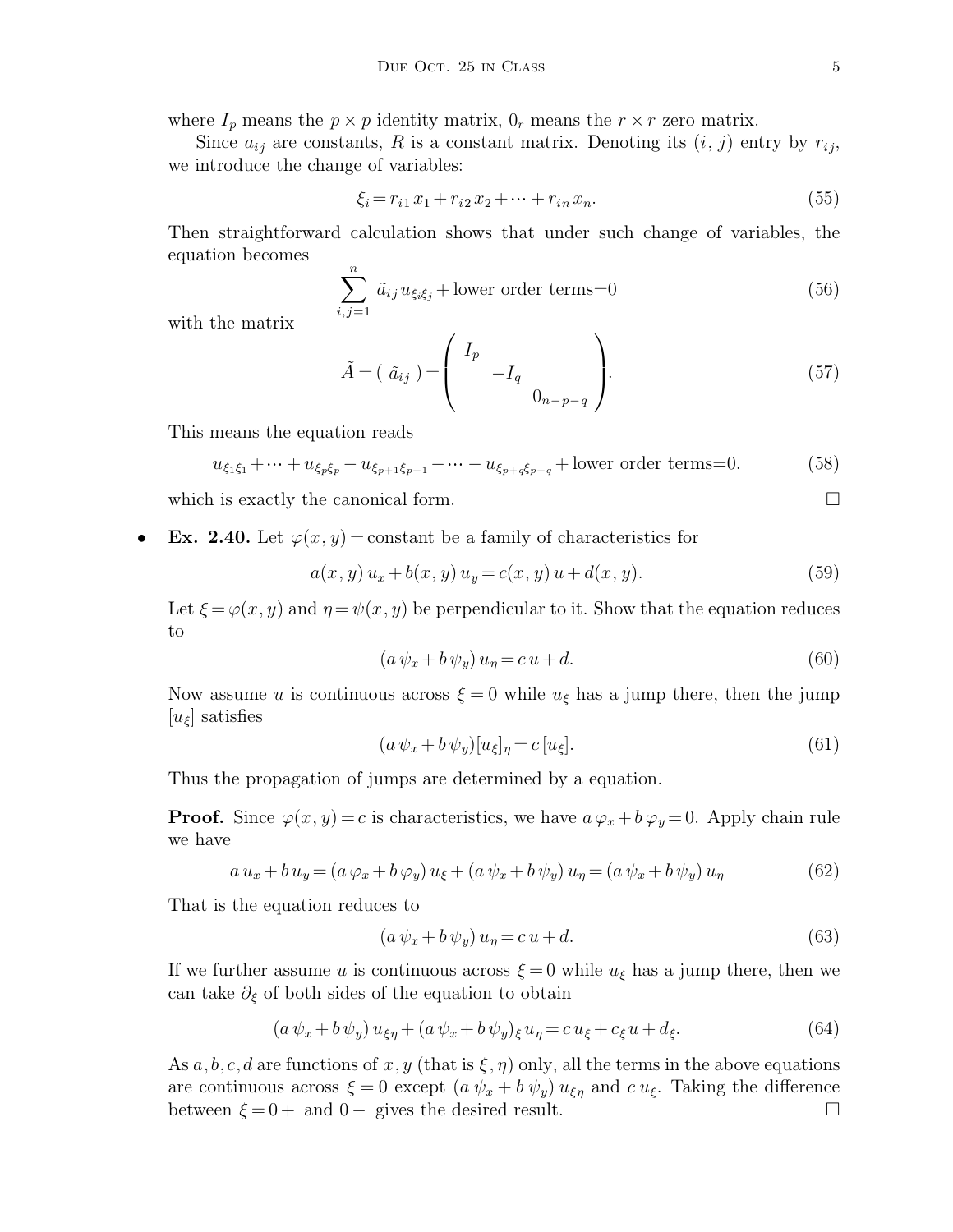where $I_p$ means the $p \times p$ identity matrix, $0_r$ means the $r \times r$ zero matrix.

Since $a_{ij}$ are constants, $R$ is a constant matrix. Denoting its $(i, j)$ entry by $r_{ij}$, we introduce the change of variables:

$$\xi_i = r_{i1} x_1 + r_{i2} x_2 + \cdots + r_{in} x_n. \tag{55}$$

Then straightforward calculation shows that under such change of variables, the equation becomes

$$\sum_{i,j=1}^{n} \tilde{a}_{ij} u_{\xi_i \xi_j} + \text{lower order terms} = 0 \tag{56}$$

with the matrix

$$\tilde{A} = (\ \tilde{a}_{ij}\ ) = \begin{pmatrix} I_p & & \\ & -I_q & \\ & & 0_{n-p-q} \end{pmatrix}. \tag{57}$$

This means the equation reads

$$u_{\xi_1 \xi_1} + \cdots + u_{\xi_p \xi_p} - u_{\xi_{p+1} \xi_{p+1}} - \cdots - u_{\xi_{p+q} \xi_{p+q}} + \text{lower order terms} = 0. \tag{58}$$

which is exactly the canonical form. $\square$

- **Ex. 2.40.** Let $\varphi(x, y) = \text{constant}$ be a family of characteristics for

$$a(x, y)\, u_x + b(x, y)\, u_y = c(x, y)\, u + d(x, y). \tag{59}$$

Let $\xi = \varphi(x, y)$ and $\eta = \psi(x, y)$ be perpendicular to it. Show that the equation reduces to

$$(a\, \psi_x + b\, \psi_y)\, u_\eta = c\, u + d. \tag{60}$$

Now assume $u$ is continuous across $\xi = 0$ while $u_\xi$ has a jump there, then the jump $[u_\xi]$ satisfies

$$(a\, \psi_x + b\, \psi_y)[u_\xi]_\eta = c\, [u_\xi]. \tag{61}$$

Thus the propagation of jumps are determined by a equation.

**Proof.** Since $\varphi(x, y) = c$ is characteristics, we have $a\, \varphi_x + b\, \varphi_y = 0$. Apply chain rule we have

$$a\, u_x + b\, u_y = (a\, \varphi_x + b\, \varphi_y)\, u_\xi + (a\, \psi_x + b\, \psi_y)\, u_\eta = (a\, \psi_x + b\, \psi_y)\, u_\eta \tag{62}$$

That is the equation reduces to

$$(a\, \psi_x + b\, \psi_y)\, u_\eta = c\, u + d. \tag{63}$$

If we further assume $u$ is continuous across $\xi = 0$ while $u_\xi$ has a jump there, then we can take $\partial_\xi$ of both sides of the equation to obtain

$$(a\, \psi_x + b\, \psi_y)\, u_{\xi\eta} + (a\, \psi_x + b\, \psi_y)_\xi\, u_\eta = c\, u_\xi + c_\xi\, u + d_\xi. \tag{64}$$

As $a, b, c, d$ are functions of $x, y$ (that is $\xi, \eta$) only, all the terms in the above equations are continuous across $\xi = 0$ except $(a\ \psi_x + b\ \psi_y)\ u_{\xi\eta}$ and $c\, u_\xi$. Taking the difference between $\xi = 0+$ and $0-$ gives the desired result. $\square$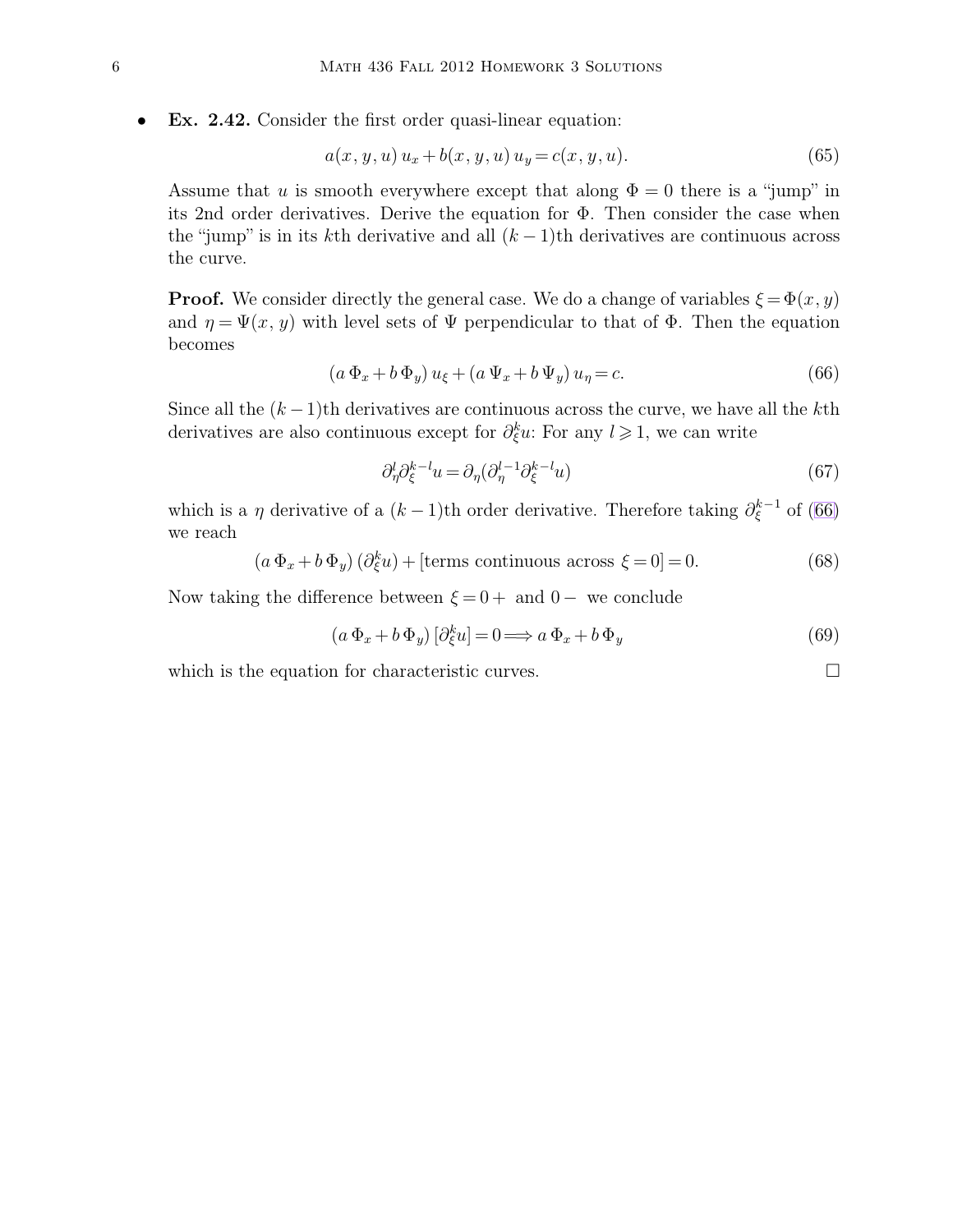- **Ex. 2.42.** Consider the first order quasi-linear equation:

$$a(x, y, u)\, u_x + b(x, y, u)\, u_y = c(x, y, u). \tag{65}$$

Assume that $u$ is smooth everywhere except that along $\Phi = 0$ there is a "jump" in its 2nd order derivatives. Derive the equation for $\Phi$. Then consider the case when the "jump" is in its $k$th derivative and all $(k-1)$th derivatives are continuous across the curve.

**Proof.** We consider directly the general case. We do a change of variables $\xi = \Phi(x, y)$ and $\eta = \Psi(x, y)$ with level sets of $\Psi$ perpendicular to that of $\Phi$. Then the equation becomes

$$(a\,\Phi_x + b\,\Phi_y)\, u_\xi + (a\,\Psi_x + b\,\Psi_y)\, u_\eta = c. \tag{66}$$

Since all the $(k-1)$th derivatives are continuous across the curve, we have all the $k$th derivatives are also continuous except for $\partial_\xi^k u$: For any $l \geqslant 1$, we can write

$$\partial_\eta^l \partial_\xi^{k-l} u = \partial_\eta(\partial_\eta^{l-1} \partial_\xi^{k-l} u) \tag{67}$$

which is a $\eta$ derivative of a $(k-1)$th order derivative. Therefore taking $\partial_\xi^{k-1}$ of (66) we reach

$$(a\,\Phi_x + b\,\Phi_y)\,(\partial_\xi^k u) + [\text{terms continuous across } \xi = 0] = 0. \tag{68}$$

Now taking the difference between $\xi = 0+$ and $0-$ we conclude

$$(a\,\Phi_x + b\,\Phi_y)\,[\partial_\xi^k u] = 0 \Longrightarrow a\,\Phi_x + b\,\Phi_y \tag{69}$$

which is the equation for characteristic curves. □